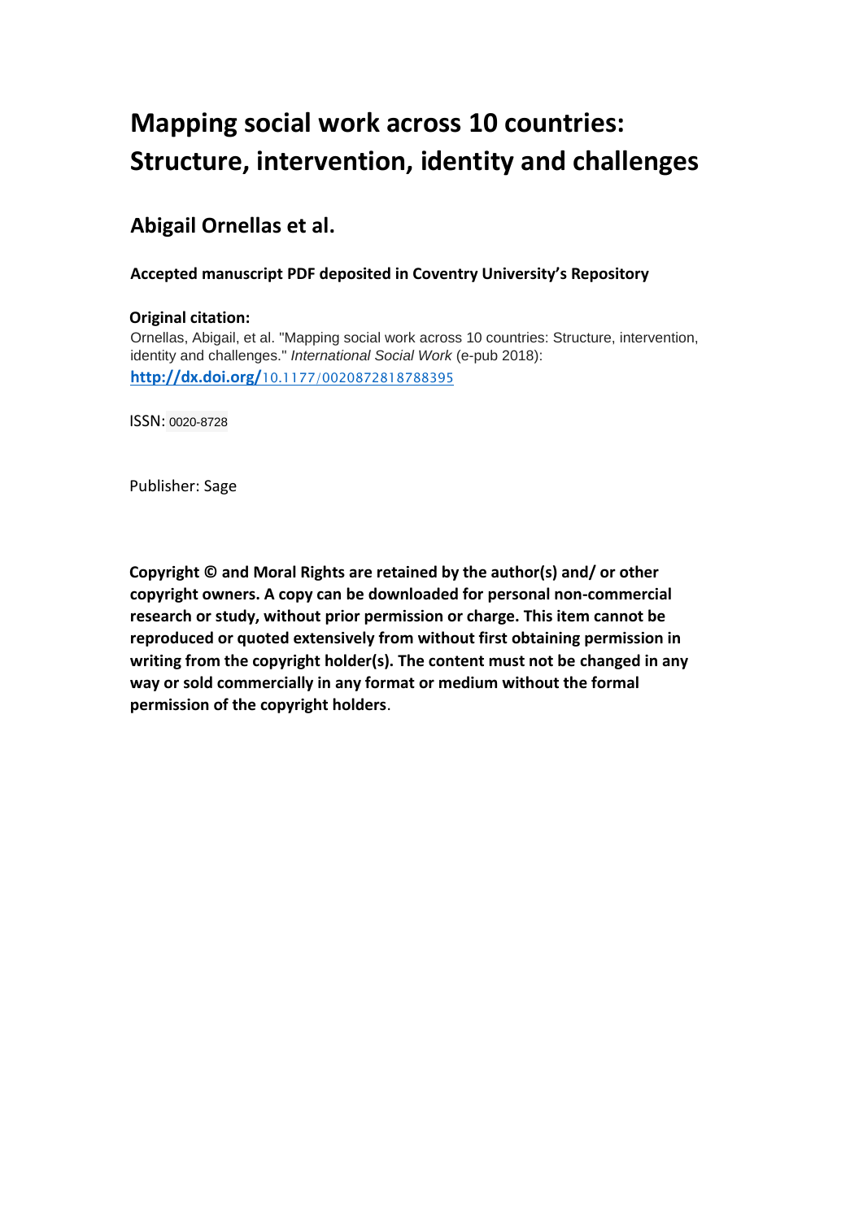# Mapping social work across 10 countries: Structure, intervention, identity and challenges

## Abigail Ornellas et al.

**Accepted manuscript PDF deposited in Coventry University's Repository**

**Original citation:**

Ornellas, Abigail, et al. "Mapping social work across 10 countries: Structure, intervention, identity and challenges." *International Social Work* (e-pub 2018): **http://dx.doi.org/**10.1177/0020872818788395

ISSN: 0020-8728

Publisher: Sage

**Copyright © and Moral Rights are retained by the author(s) and/ or other copyright owners. A copy can be downloaded for personal non-commercial research or study, without prior permission or charge. This item cannot be reproduced or quoted extensively from without first obtaining permission in writing from the copyright holder(s). The content must not be changed in any way or sold commercially in any format or medium without the formal permission of the copyright holders**.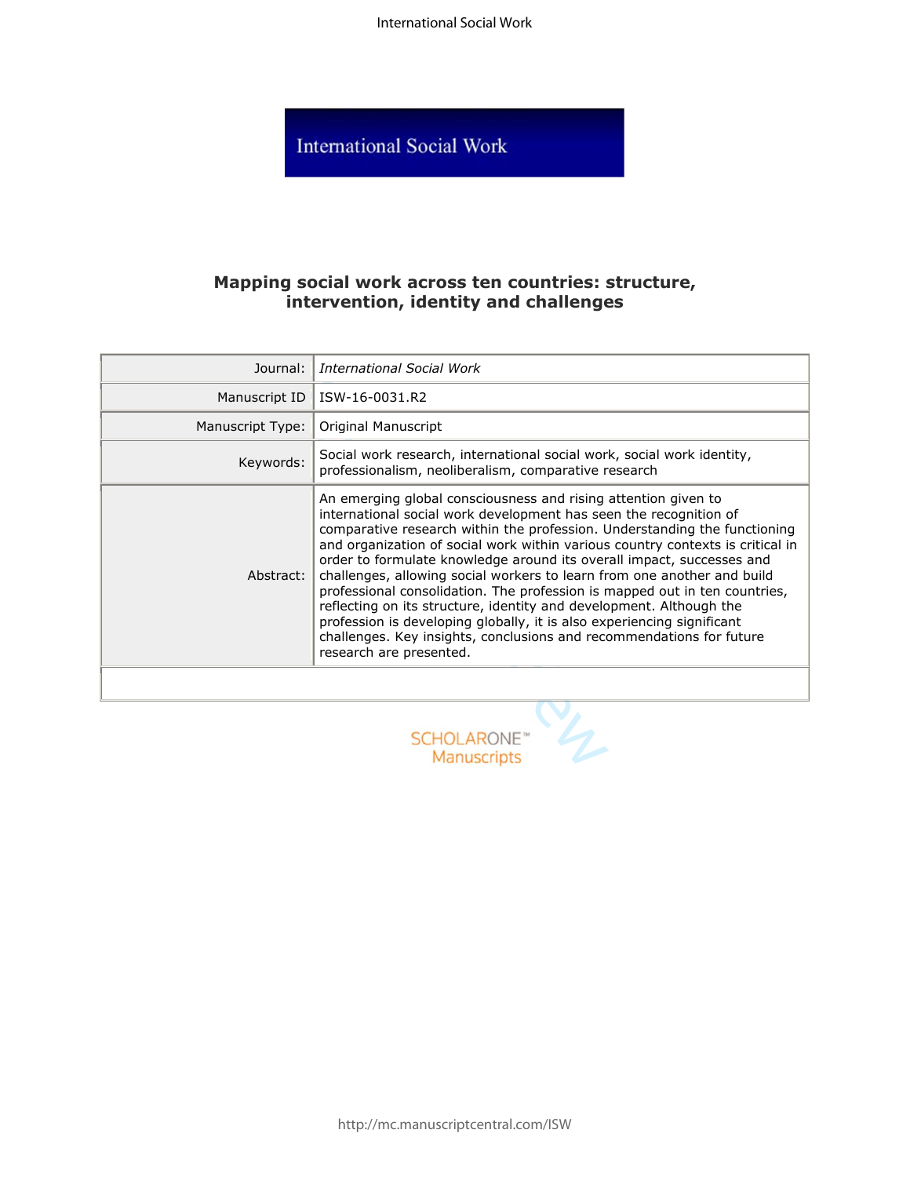# Mapping social work across ten countries: structure, intervention, identity and challenges

| | |
|---|---|
| Journal: | *International Social Work* |
| Manuscript ID | ISW-16-0031.R2 |
| Manuscript Type: | Original Manuscript |
| Keywords: | Social work research, international social work, social work identity, professionalism, neoliberalism, comparative research |
| Abstract: | An emerging global consciousness and rising attention given to international social work development has seen the recognition of comparative research within the profession. Understanding the functioning and organization of social work within various country contexts is critical in order to formulate knowledge around its overall impact, successes and challenges, allowing social workers to learn from one another and build professional consolidation. The profession is mapped out in ten countries, reflecting on its structure, identity and development. Although the profession is developing globally, it is also experiencing significant challenges. Key insights, conclusions and recommendations for future research are presented. |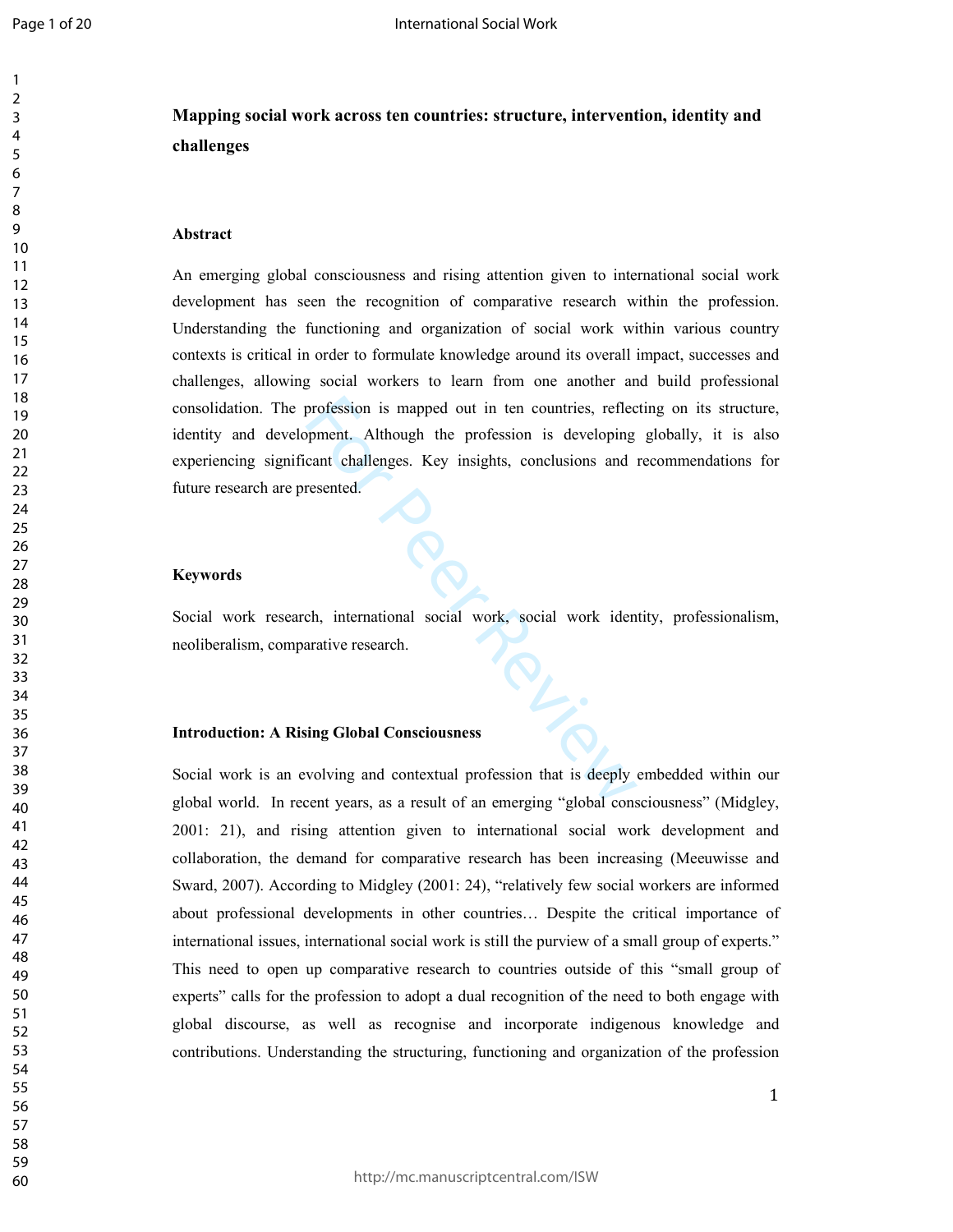# Mapping social work across ten countries: structure, intervention, identity and challenges

## Abstract

An emerging global consciousness and rising attention given to international social work development has seen the recognition of comparative research within the profession. Understanding the functioning and organization of social work within various country contexts is critical in order to formulate knowledge around its overall impact, successes and challenges, allowing social workers to learn from one another and build professional consolidation. The profession is mapped out in ten countries, reflecting on its structure, identity and development. Although the profession is developing globally, it is also experiencing significant challenges. Key insights, conclusions and recommendations for future research are presented.

## Keywords

Social work research, international social work, social work identity, professionalism, neoliberalism, comparative research.

## Introduction: A Rising Global Consciousness

Social work is an evolving and contextual profession that is deeply embedded within our global world. In recent years, as a result of an emerging "global consciousness" (Midgley, 2001: 21), and rising attention given to international social work development and collaboration, the demand for comparative research has been increasing (Meeuwisse and Sward, 2007). According to Midgley (2001: 24), "relatively few social workers are informed about professional developments in other countries… Despite the critical importance of international issues, international social work is still the purview of a small group of experts." This need to open up comparative research to countries outside of this "small group of experts" calls for the profession to adopt a dual recognition of the need to both engage with global discourse, as well as recognise and incorporate indigenous knowledge and contributions. Understanding the structuring, functioning and organization of the profession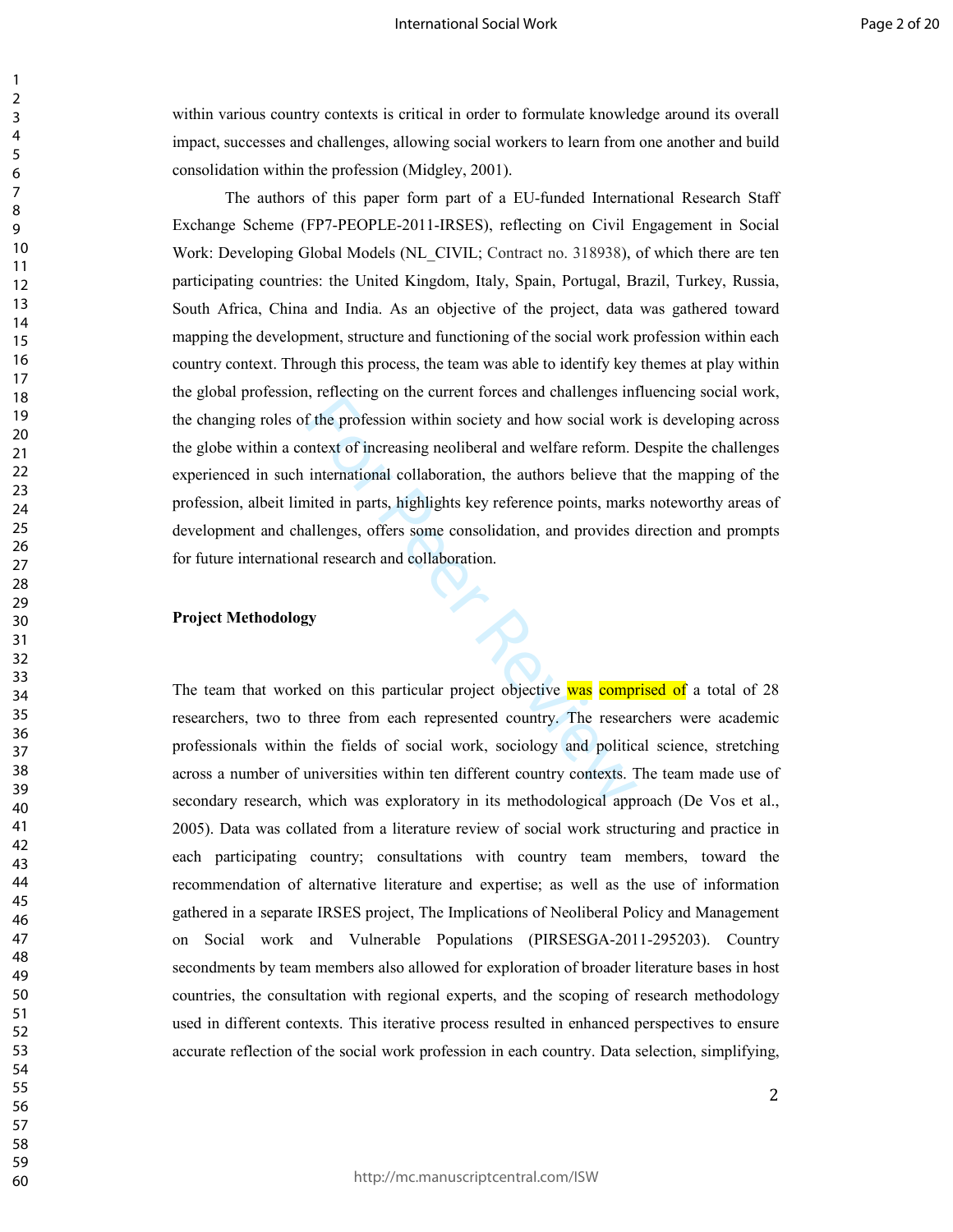within various country contexts is critical in order to formulate knowledge around its overall impact, successes and challenges, allowing social workers to learn from one another and build consolidation within the profession (Midgley, 2001).

The authors of this paper form part of a EU-funded International Research Staff Exchange Scheme (FP7-PEOPLE-2011-IRSES), reflecting on Civil Engagement in Social Work: Developing Global Models (NL_CIVIL; Contract no. 318938), of which there are ten participating countries: the United Kingdom, Italy, Spain, Portugal, Brazil, Turkey, Russia, South Africa, China and India. As an objective of the project, data was gathered toward mapping the development, structure and functioning of the social work profession within each country context. Through this process, the team was able to identify key themes at play within the global profession, reflecting on the current forces and challenges influencing social work, the changing roles of the profession within society and how social work is developing across the globe within a context of increasing neoliberal and welfare reform. Despite the challenges experienced in such international collaboration, the authors believe that the mapping of the profession, albeit limited in parts, highlights key reference points, marks noteworthy areas of development and challenges, offers some consolidation, and provides direction and prompts for future international research and collaboration.

**Project Methodology**

The team that worked on this particular project objective was comprised of a total of 28 researchers, two to three from each represented country. The researchers were academic professionals within the fields of social work, sociology and political science, stretching across a number of universities within ten different country contexts. The team made use of secondary research, which was exploratory in its methodological approach (De Vos et al., 2005). Data was collated from a literature review of social work structuring and practice in each participating country; consultations with country team members, toward the recommendation of alternative literature and expertise; as well as the use of information gathered in a separate IRSES project, The Implications of Neoliberal Policy and Management on Social work and Vulnerable Populations (PIRSESGA-2011-295203). Country secondments by team members also allowed for exploration of broader literature bases in host countries, the consultation with regional experts, and the scoping of research methodology used in different contexts. This iterative process resulted in enhanced perspectives to ensure accurate reflection of the social work profession in each country. Data selection, simplifying,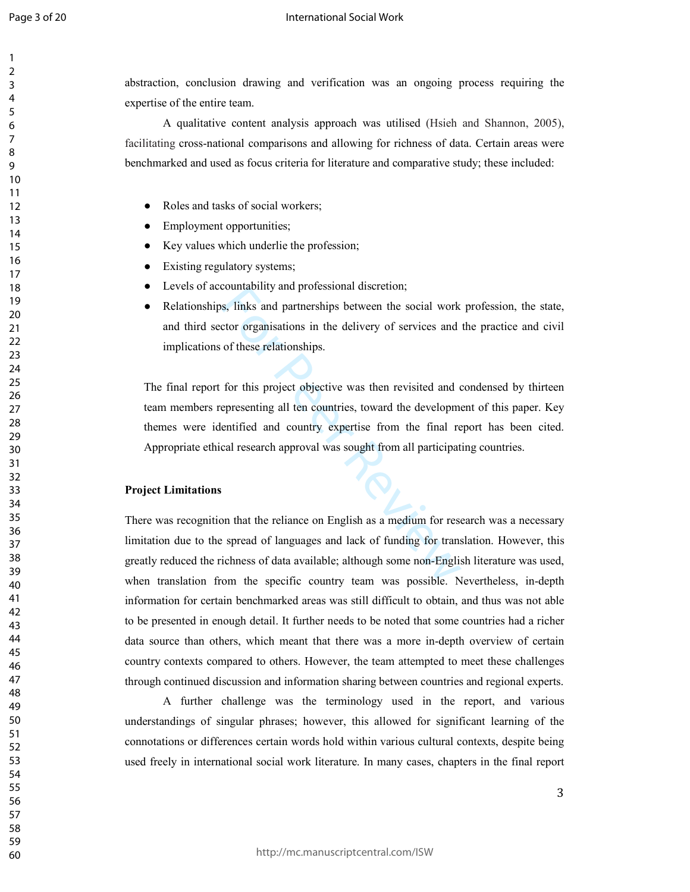abstraction, conclusion drawing and verification was an ongoing process requiring the expertise of the entire team.

A qualitative content analysis approach was utilised (Hsieh and Shannon, 2005), facilitating cross-national comparisons and allowing for richness of data. Certain areas were benchmarked and used as focus criteria for literature and comparative study; these included:

- Roles and tasks of social workers;
- Employment opportunities;
- Key values which underlie the profession;
- Existing regulatory systems;
- Levels of accountability and professional discretion;
- Relationships, links and partnerships between the social work profession, the state, and third sector organisations in the delivery of services and the practice and civil implications of these relationships.

The final report for this project objective was then revisited and condensed by thirteen team members representing all ten countries, toward the development of this paper. Key themes were identified and country expertise from the final report has been cited. Appropriate ethical research approval was sought from all participating countries.

**Project Limitations**

There was recognition that the reliance on English as a medium for research was a necessary limitation due to the spread of languages and lack of funding for translation. However, this greatly reduced the richness of data available; although some non-English literature was used, when translation from the specific country team was possible. Nevertheless, in-depth information for certain benchmarked areas was still difficult to obtain, and thus was not able to be presented in enough detail. It further needs to be noted that some countries had a richer data source than others, which meant that there was a more in-depth overview of certain country contexts compared to others. However, the team attempted to meet these challenges through continued discussion and information sharing between countries and regional experts.

A further challenge was the terminology used in the report, and various understandings of singular phrases; however, this allowed for significant learning of the connotations or differences certain words hold within various cultural contexts, despite being used freely in international social work literature. In many cases, chapters in the final report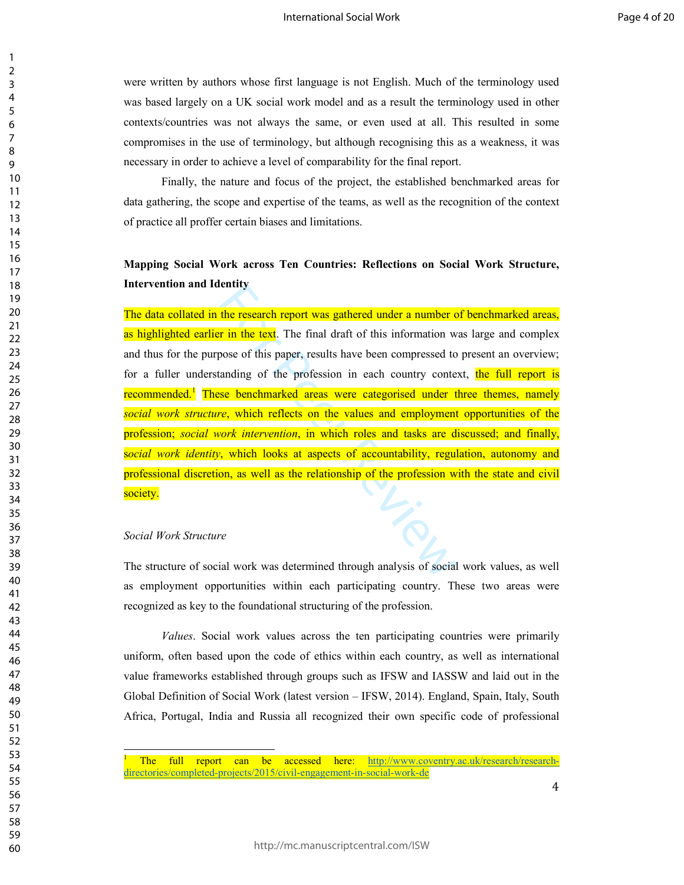were written by authors whose first language is not English. Much of the terminology used was based largely on a UK social work model and as a result the terminology used in other contexts/countries was not always the same, or even used at all. This resulted in some compromises in the use of terminology, but although recognising this as a weakness, it was necessary in order to achieve a level of comparability for the final report.

Finally, the nature and focus of the project, the established benchmarked areas for data gathering, the scope and expertise of the teams, as well as the recognition of the context of practice all proffer certain biases and limitations.

## Mapping Social Work across Ten Countries: Reflections on Social Work Structure, Intervention and Identity

The data collated in the research report was gathered under a number of benchmarked areas, as highlighted earlier in the text. The final draft of this information was large and complex and thus for the purpose of this paper, results have been compressed to present an overview; for a fuller understanding of the profession in each country context, the full report is recommended.[1] These benchmarked areas were categorised under three themes, namely *social work structure*, which reflects on the values and employment opportunities of the profession; *social work intervention*, in which roles and tasks are discussed; and finally, *social work identity*, which looks at aspects of accountability, regulation, autonomy and professional discretion, as well as the relationship of the profession with the state and civil society.

### *Social Work Structure*

The structure of social work was determined through analysis of social work values, as well as employment opportunities within each participating country. These two areas were recognized as key to the foundational structuring of the profession.

*Values*. Social work values across the ten participating countries were primarily uniform, often based upon the code of ethics within each country, as well as international value frameworks established through groups such as IFSW and IASSW and laid out in the Global Definition of Social Work (latest version – IFSW, 2014). England, Spain, Italy, South Africa, Portugal, India and Russia all recognized their own specific code of professional

---

[1] The full report can be accessed here: http://www.coventry.ac.uk/research/research-directories/completed-projects/2015/civil-engagement-in-social-work-de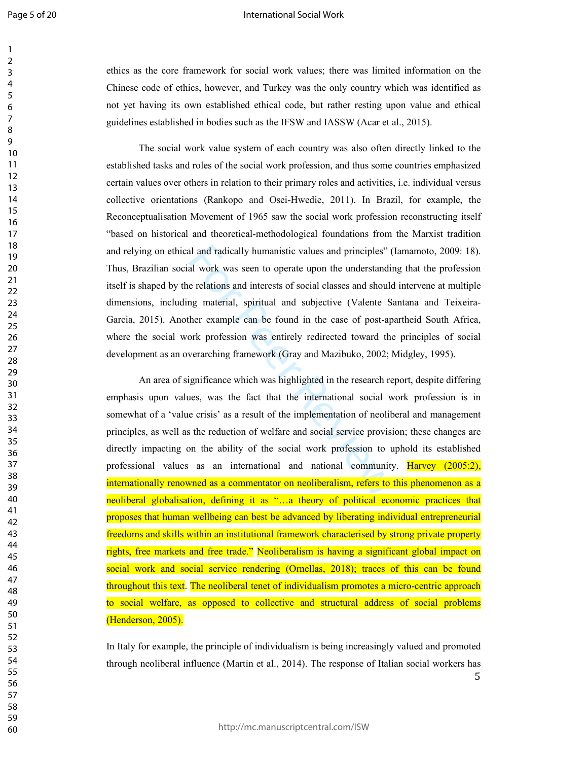ethics as the core framework for social work values; there was limited information on the Chinese code of ethics, however, and Turkey was the only country which was identified as not yet having its own established ethical code, but rather resting upon value and ethical guidelines established in bodies such as the IFSW and IASSW (Acar et al., 2015).

The social work value system of each country was also often directly linked to the established tasks and roles of the social work profession, and thus some countries emphasized certain values over others in relation to their primary roles and activities, i.e. individual versus collective orientations (Rankopo and Osei-Hwedie, 2011). In Brazil, for example, the Reconceptualisation Movement of 1965 saw the social work profession reconstructing itself "based on historical and theoretical-methodological foundations from the Marxist tradition and relying on ethical and radically humanistic values and principles" (Iamamoto, 2009: 18). Thus, Brazilian social work was seen to operate upon the understanding that the profession itself is shaped by the relations and interests of social classes and should intervene at multiple dimensions, including material, spiritual and subjective (Valente Santana and Teixeira-Garcia, 2015). Another example can be found in the case of post-apartheid South Africa, where the social work profession was entirely redirected toward the principles of social development as an overarching framework (Gray and Mazibuko, 2002; Midgley, 1995).

An area of significance which was highlighted in the research report, despite differing emphasis upon values, was the fact that the international social work profession is in somewhat of a 'value crisis' as a result of the implementation of neoliberal and management principles, as well as the reduction of welfare and social service provision; these changes are directly impacting on the ability of the social work profession to uphold its established professional values as an international and national community. Harvey (2005:2), internationally renowned as a commentator on neoliberalism, refers to this phenomenon as a neoliberal globalisation, defining it as "…a theory of political economic practices that proposes that human wellbeing can best be advanced by liberating individual entrepreneurial freedoms and skills within an institutional framework characterised by strong private property rights, free markets and free trade." Neoliberalism is having a significant global impact on social work and social service rendering (Ornellas, 2018); traces of this can be found throughout this text. The neoliberal tenet of individualism promotes a micro-centric approach to social welfare, as opposed to collective and structural address of social problems (Henderson, 2005).

In Italy for example, the principle of individualism is being increasingly valued and promoted through neoliberal influence (Martin et al., 2014). The response of Italian social workers has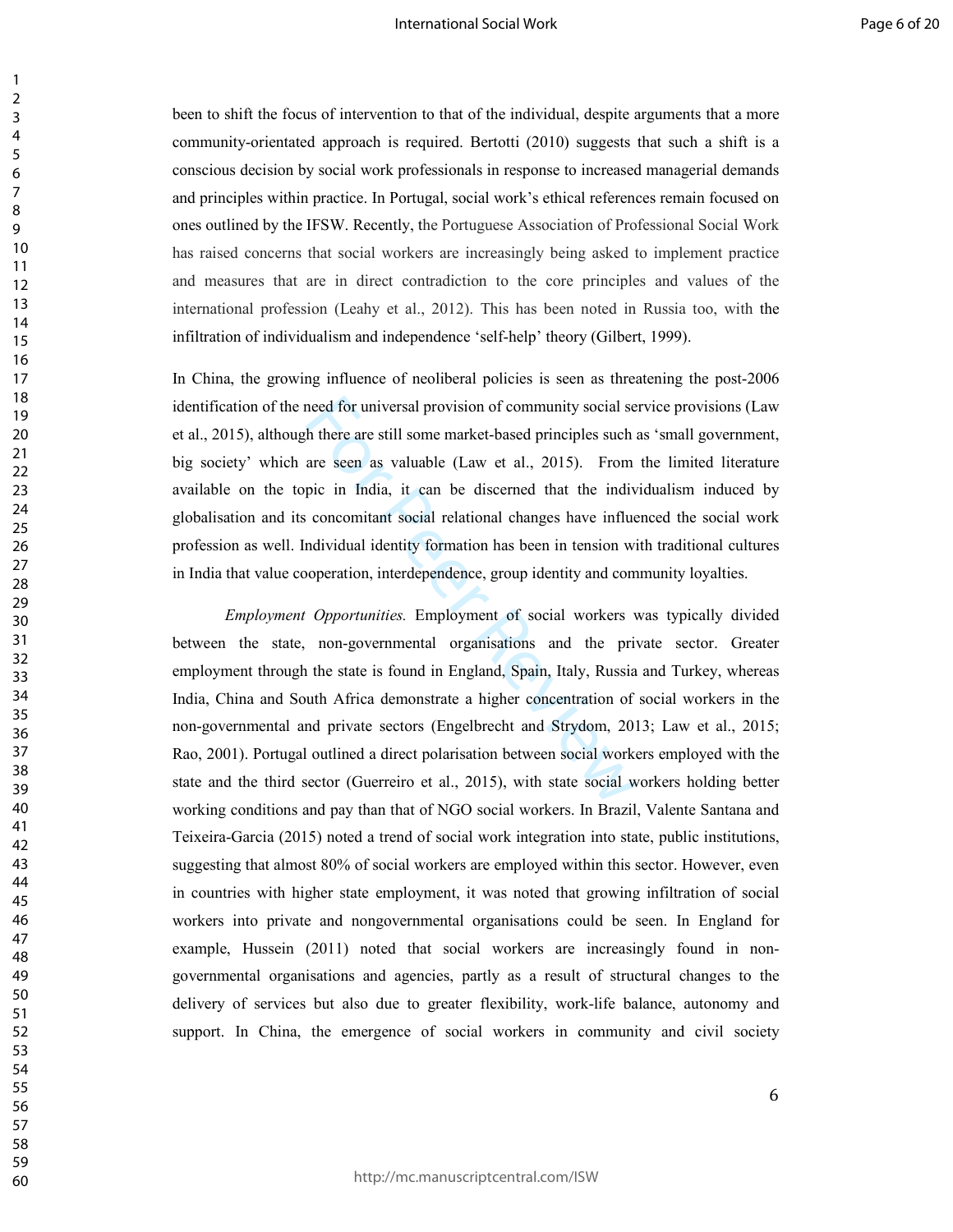been to shift the focus of intervention to that of the individual, despite arguments that a more community-orientated approach is required. Bertotti (2010) suggests that such a shift is a conscious decision by social work professionals in response to increased managerial demands and principles within practice. In Portugal, social work's ethical references remain focused on ones outlined by the IFSW. Recently, the Portuguese Association of Professional Social Work has raised concerns that social workers are increasingly being asked to implement practice and measures that are in direct contradiction to the core principles and values of the international profession (Leahy et al., 2012). This has been noted in Russia too, with the infiltration of individualism and independence 'self-help' theory (Gilbert, 1999).

In China, the growing influence of neoliberal policies is seen as threatening the post-2006 identification of the need for universal provision of community social service provisions (Law et al., 2015), although there are still some market-based principles such as 'small government, big society' which are seen as valuable (Law et al., 2015). From the limited literature available on the topic in India, it can be discerned that the individualism induced by globalisation and its concomitant social relational changes have influenced the social work profession as well. Individual identity formation has been in tension with traditional cultures in India that value cooperation, interdependence, group identity and community loyalties.

*Employment Opportunities.* Employment of social workers was typically divided between the state, non-governmental organisations and the private sector. Greater employment through the state is found in England, Spain, Italy, Russia and Turkey, whereas India, China and South Africa demonstrate a higher concentration of social workers in the non-governmental and private sectors (Engelbrecht and Strydom, 2013; Law et al., 2015; Rao, 2001). Portugal outlined a direct polarisation between social workers employed with the state and the third sector (Guerreiro et al., 2015), with state social workers holding better working conditions and pay than that of NGO social workers. In Brazil, Valente Santana and Teixeira-Garcia (2015) noted a trend of social work integration into state, public institutions, suggesting that almost 80% of social workers are employed within this sector. However, even in countries with higher state employment, it was noted that growing infiltration of social workers into private and nongovernmental organisations could be seen. In England for example, Hussein (2011) noted that social workers are increasingly found in non-governmental organisations and agencies, partly as a result of structural changes to the delivery of services but also due to greater flexibility, work-life balance, autonomy and support. In China, the emergence of social workers in community and civil society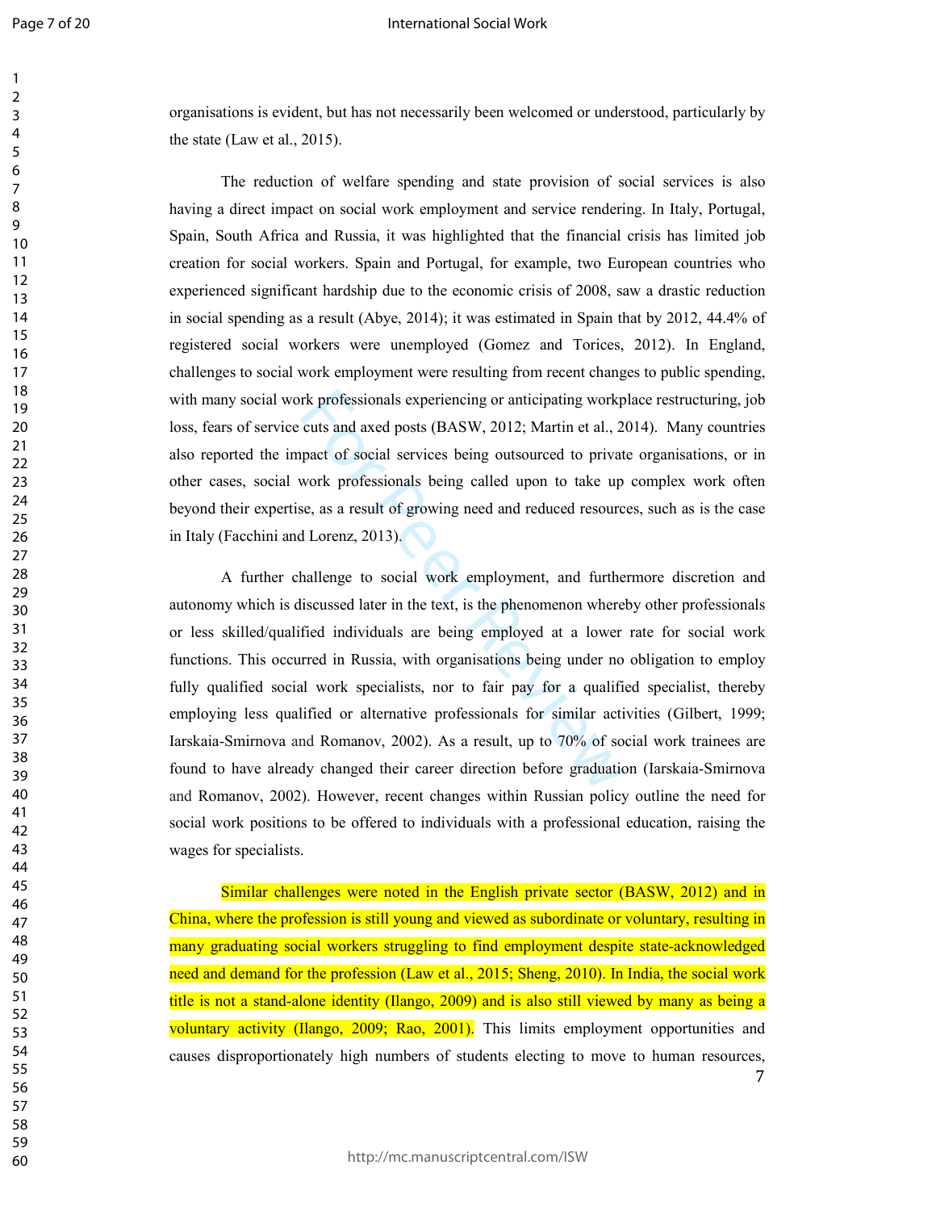organisations is evident, but has not necessarily been welcomed or understood, particularly by the state (Law et al., 2015).

The reduction of welfare spending and state provision of social services is also having a direct impact on social work employment and service rendering. In Italy, Portugal, Spain, South Africa and Russia, it was highlighted that the financial crisis has limited job creation for social workers. Spain and Portugal, for example, two European countries who experienced significant hardship due to the economic crisis of 2008, saw a drastic reduction in social spending as a result (Abye, 2014); it was estimated in Spain that by 2012, 44.4% of registered social workers were unemployed (Gomez and Torices, 2012). In England, challenges to social work employment were resulting from recent changes to public spending, with many social work professionals experiencing or anticipating workplace restructuring, job loss, fears of service cuts and axed posts (BASW, 2012; Martin et al., 2014). Many countries also reported the impact of social services being outsourced to private organisations, or in other cases, social work professionals being called upon to take up complex work often beyond their expertise, as a result of growing need and reduced resources, such as is the case in Italy (Facchini and Lorenz, 2013).

A further challenge to social work employment, and furthermore discretion and autonomy which is discussed later in the text, is the phenomenon whereby other professionals or less skilled/qualified individuals are being employed at a lower rate for social work functions. This occurred in Russia, with organisations being under no obligation to employ fully qualified social work specialists, nor to fair pay for a qualified specialist, thereby employing less qualified or alternative professionals for similar activities (Gilbert, 1999; Iarskaia-Smirnova and Romanov, 2002). As a result, up to 70% of social work trainees are found to have already changed their career direction before graduation (Iarskaia-Smirnova and Romanov, 2002). However, recent changes within Russian policy outline the need for social work positions to be offered to individuals with a professional education, raising the wages for specialists.

Similar challenges were noted in the English private sector (BASW, 2012) and in China, where the profession is still young and viewed as subordinate or voluntary, resulting in many graduating social workers struggling to find employment despite state-acknowledged need and demand for the profession (Law et al., 2015; Sheng, 2010). In India, the social work title is not a stand-alone identity (Ilango, 2009) and is also still viewed by many as being a voluntary activity (Ilango, 2009; Rao, 2001). This limits employment opportunities and causes disproportionately high numbers of students electing to move to human resources,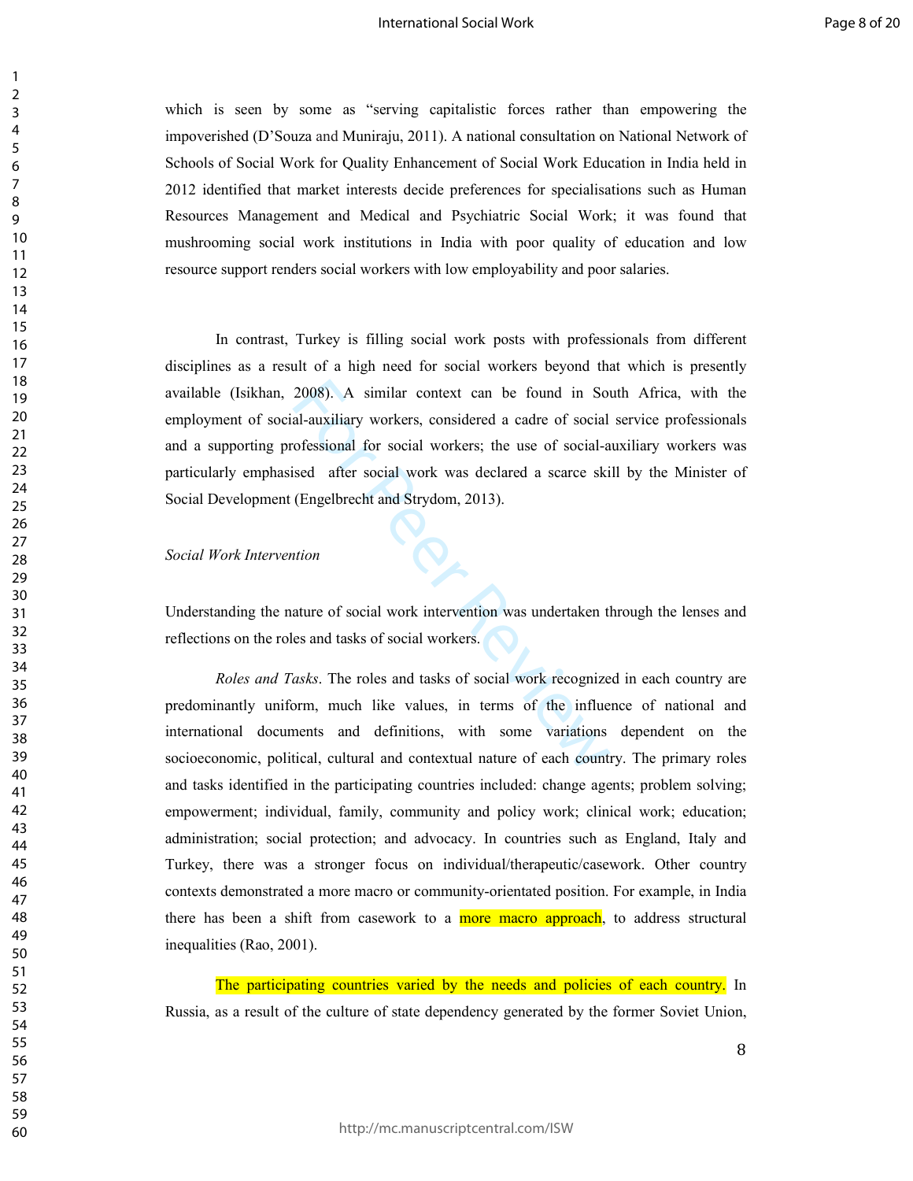which is seen by some as "serving capitalistic forces rather than empowering the impoverished (D'Souza and Muniraju, 2011). A national consultation on National Network of Schools of Social Work for Quality Enhancement of Social Work Education in India held in 2012 identified that market interests decide preferences for specialisations such as Human Resources Management and Medical and Psychiatric Social Work; it was found that mushrooming social work institutions in India with poor quality of education and low resource support renders social workers with low employability and poor salaries.

In contrast, Turkey is filling social work posts with professionals from different disciplines as a result of a high need for social workers beyond that which is presently available (Isikhan, 2008). A similar context can be found in South Africa, with the employment of social-auxiliary workers, considered a cadre of social service professionals and a supporting professional for social workers; the use of social-auxiliary workers was particularly emphasised after social work was declared a scarce skill by the Minister of Social Development (Engelbrecht and Strydom, 2013).

*Social Work Intervention*

Understanding the nature of social work intervention was undertaken through the lenses and reflections on the roles and tasks of social workers.

*Roles and Tasks*. The roles and tasks of social work recognized in each country are predominantly uniform, much like values, in terms of the influence of national and international documents and definitions, with some variations dependent on the socioeconomic, political, cultural and contextual nature of each country. The primary roles and tasks identified in the participating countries included: change agents; problem solving; empowerment; individual, family, community and policy work; clinical work; education; administration; social protection; and advocacy. In countries such as England, Italy and Turkey, there was a stronger focus on individual/therapeutic/casework. Other country contexts demonstrated a more macro or community-orientated position. For example, in India there has been a shift from casework to a more macro approach, to address structural inequalities (Rao, 2001).

The participating countries varied by the needs and policies of each country. In Russia, as a result of the culture of state dependency generated by the former Soviet Union,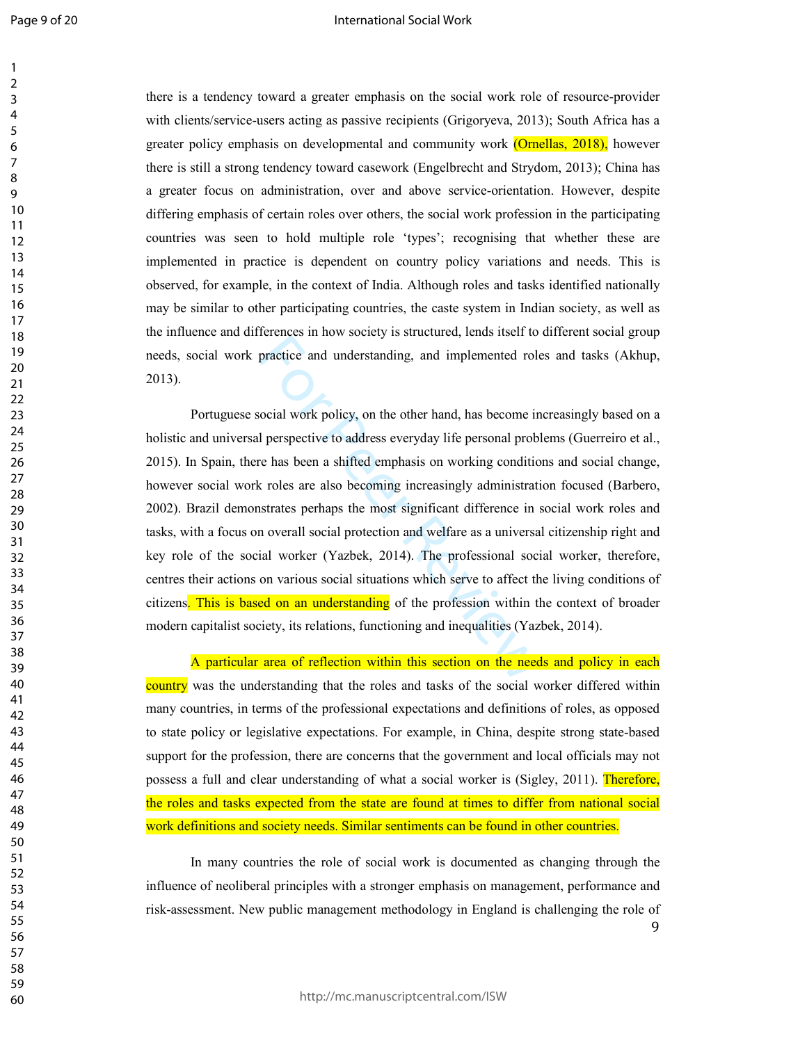there is a tendency toward a greater emphasis on the social work role of resource-provider with clients/service-users acting as passive recipients (Grigoryeva, 2013); South Africa has a greater policy emphasis on developmental and community work (Ornellas, 2018), however there is still a strong tendency toward casework (Engelbrecht and Strydom, 2013); China has a greater focus on administration, over and above service-orientation. However, despite differing emphasis of certain roles over others, the social work profession in the participating countries was seen to hold multiple role 'types'; recognising that whether these are implemented in practice is dependent on country policy variations and needs. This is observed, for example, in the context of India. Although roles and tasks identified nationally may be similar to other participating countries, the caste system in Indian society, as well as the influence and differences in how society is structured, lends itself to different social group needs, social work practice and understanding, and implemented roles and tasks (Akhup, 2013).

Portuguese social work policy, on the other hand, has become increasingly based on a holistic and universal perspective to address everyday life personal problems (Guerreiro et al., 2015). In Spain, there has been a shifted emphasis on working conditions and social change, however social work roles are also becoming increasingly administration focused (Barbero, 2002). Brazil demonstrates perhaps the most significant difference in social work roles and tasks, with a focus on overall social protection and welfare as a universal citizenship right and key role of the social worker (Yazbek, 2014). The professional social worker, therefore, centres their actions on various social situations which serve to affect the living conditions of citizens. This is based on an understanding of the profession within the context of broader modern capitalist society, its relations, functioning and inequalities (Yazbek, 2014).

A particular area of reflection within this section on the needs and policy in each country was the understanding that the roles and tasks of the social worker differed within many countries, in terms of the professional expectations and definitions of roles, as opposed to state policy or legislative expectations. For example, in China, despite strong state-based support for the profession, there are concerns that the government and local officials may not possess a full and clear understanding of what a social worker is (Sigley, 2011). Therefore, the roles and tasks expected from the state are found at times to differ from national social work definitions and society needs. Similar sentiments can be found in other countries.

In many countries the role of social work is documented as changing through the influence of neoliberal principles with a stronger emphasis on management, performance and risk-assessment. New public management methodology in England is challenging the role of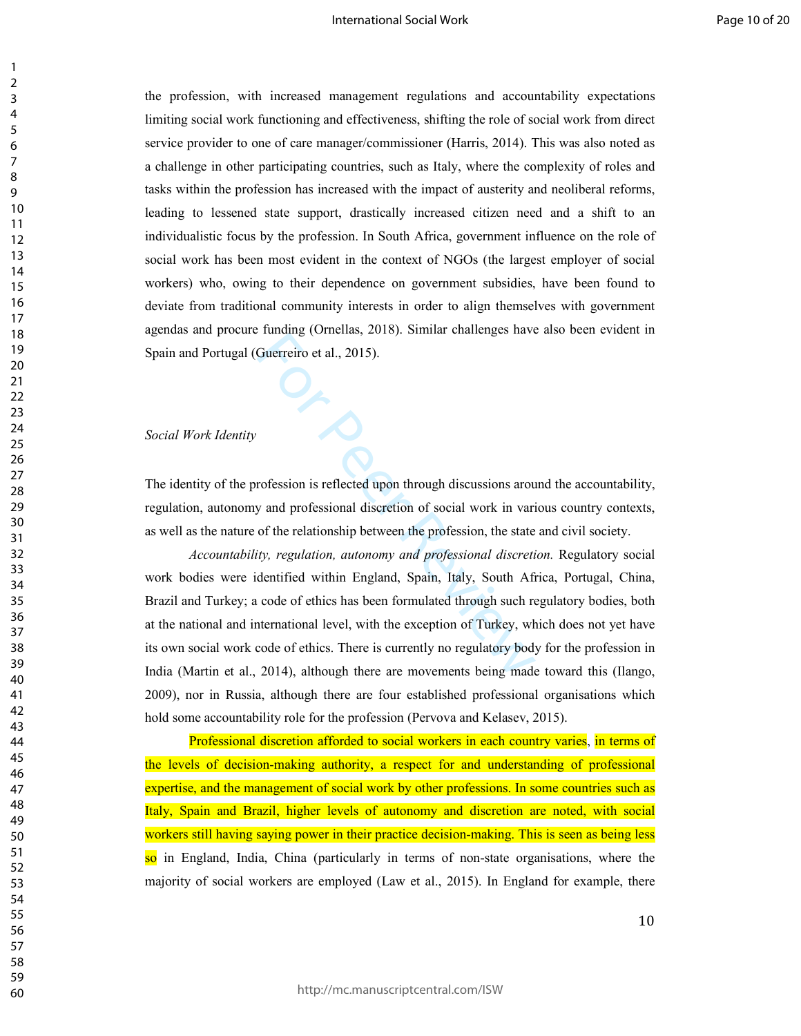the profession, with increased management regulations and accountability expectations limiting social work functioning and effectiveness, shifting the role of social work from direct service provider to one of care manager/commissioner (Harris, 2014). This was also noted as a challenge in other participating countries, such as Italy, where the complexity of roles and tasks within the profession has increased with the impact of austerity and neoliberal reforms, leading to lessened state support, drastically increased citizen need and a shift to an individualistic focus by the profession. In South Africa, government influence on the role of social work has been most evident in the context of NGOs (the largest employer of social workers) who, owing to their dependence on government subsidies, have been found to deviate from traditional community interests in order to align themselves with government agendas and procure funding (Ornellas, 2018). Similar challenges have also been evident in Spain and Portugal (Guerreiro et al., 2015).

*Social Work Identity*

The identity of the profession is reflected upon through discussions around the accountability, regulation, autonomy and professional discretion of social work in various country contexts, as well as the nature of the relationship between the profession, the state and civil society.

*Accountability, regulation, autonomy and professional discretion.* Regulatory social work bodies were identified within England, Spain, Italy, South Africa, Portugal, China, Brazil and Turkey; a code of ethics has been formulated through such regulatory bodies, both at the national and international level, with the exception of Turkey, which does not yet have its own social work code of ethics. There is currently no regulatory body for the profession in India (Martin et al., 2014), although there are movements being made toward this (Ilango, 2009), nor in Russia, although there are four established professional organisations which hold some accountability role for the profession (Pervova and Kelasev, 2015).

Professional discretion afforded to social workers in each country varies, in terms of the levels of decision-making authority, a respect for and understanding of professional expertise, and the management of social work by other professions. In some countries such as Italy, Spain and Brazil, higher levels of autonomy and discretion are noted, with social workers still having saying power in their practice decision-making. This is seen as being less so in England, India, China (particularly in terms of non-state organisations, where the majority of social workers are employed (Law et al., 2015). In England for example, there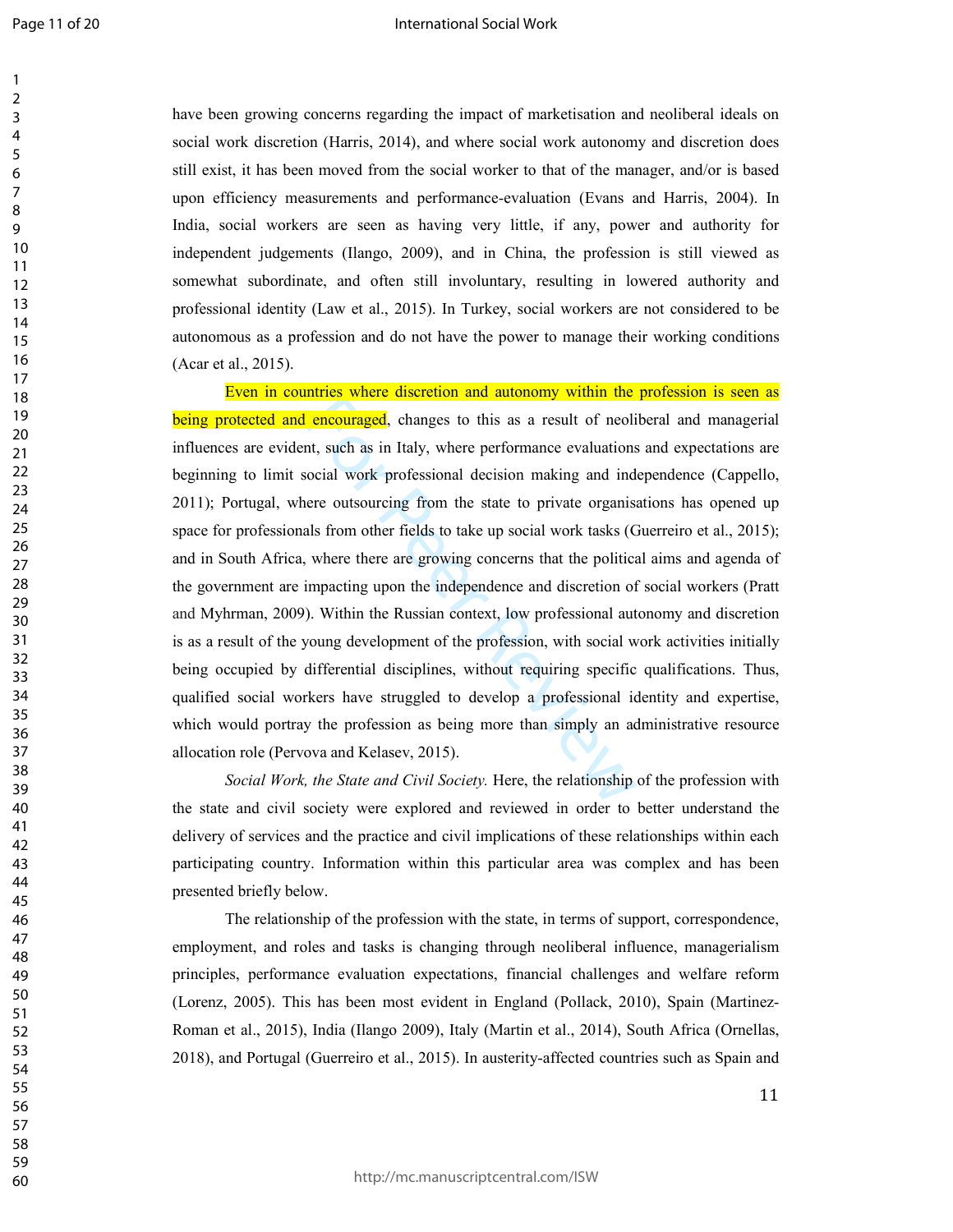have been growing concerns regarding the impact of marketisation and neoliberal ideals on social work discretion (Harris, 2014), and where social work autonomy and discretion does still exist, it has been moved from the social worker to that of the manager, and/or is based upon efficiency measurements and performance-evaluation (Evans and Harris, 2004). In India, social workers are seen as having very little, if any, power and authority for independent judgements (Ilango, 2009), and in China, the profession is still viewed as somewhat subordinate, and often still involuntary, resulting in lowered authority and professional identity (Law et al., 2015). In Turkey, social workers are not considered to be autonomous as a profession and do not have the power to manage their working conditions (Acar et al., 2015).

Even in countries where discretion and autonomy within the profession is seen as being protected and encouraged, changes to this as a result of neoliberal and managerial influences are evident, such as in Italy, where performance evaluations and expectations are beginning to limit social work professional decision making and independence (Cappello, 2011); Portugal, where outsourcing from the state to private organisations has opened up space for professionals from other fields to take up social work tasks (Guerreiro et al., 2015); and in South Africa, where there are growing concerns that the political aims and agenda of the government are impacting upon the independence and discretion of social workers (Pratt and Myhrman, 2009). Within the Russian context, low professional autonomy and discretion is as a result of the young development of the profession, with social work activities initially being occupied by differential disciplines, without requiring specific qualifications. Thus, qualified social workers have struggled to develop a professional identity and expertise, which would portray the profession as being more than simply an administrative resource allocation role (Pervova and Kelasev, 2015).

*Social Work, the State and Civil Society.* Here, the relationship of the profession with the state and civil society were explored and reviewed in order to better understand the delivery of services and the practice and civil implications of these relationships within each participating country. Information within this particular area was complex and has been presented briefly below.

The relationship of the profession with the state, in terms of support, correspondence, employment, and roles and tasks is changing through neoliberal influence, managerialism principles, performance evaluation expectations, financial challenges and welfare reform (Lorenz, 2005). This has been most evident in England (Pollack, 2010), Spain (Martinez-Roman et al., 2015), India (Ilango 2009), Italy (Martin et al., 2014), South Africa (Ornellas, 2018), and Portugal (Guerreiro et al., 2015). In austerity-affected countries such as Spain and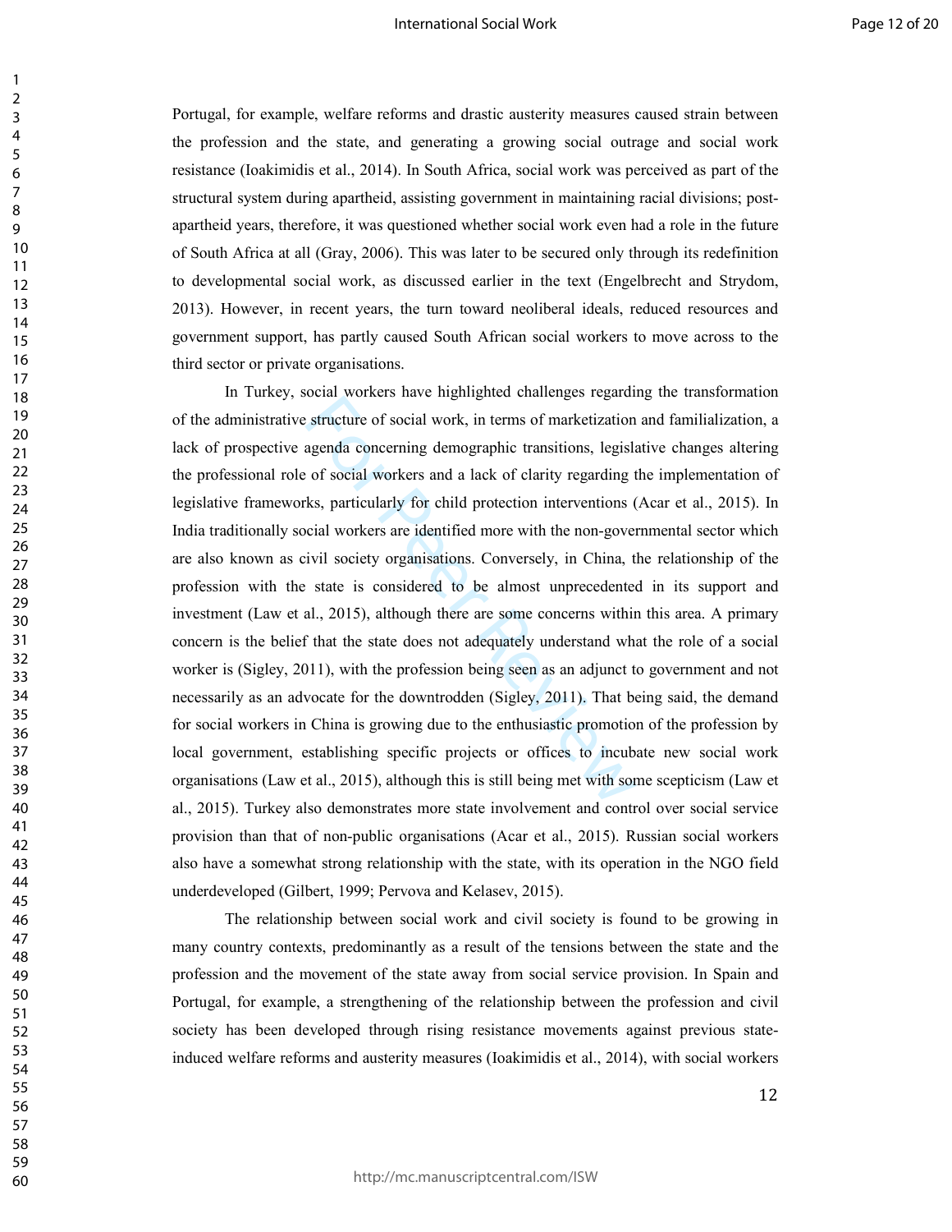Portugal, for example, welfare reforms and drastic austerity measures caused strain between the profession and the state, and generating a growing social outrage and social work resistance (Ioakimidis et al., 2014). In South Africa, social work was perceived as part of the structural system during apartheid, assisting government in maintaining racial divisions; post-apartheid years, therefore, it was questioned whether social work even had a role in the future of South Africa at all (Gray, 2006). This was later to be secured only through its redefinition to developmental social work, as discussed earlier in the text (Engelbrecht and Strydom, 2013). However, in recent years, the turn toward neoliberal ideals, reduced resources and government support, has partly caused South African social workers to move across to the third sector or private organisations.

In Turkey, social workers have highlighted challenges regarding the transformation of the administrative structure of social work, in terms of marketization and familialization, a lack of prospective agenda concerning demographic transitions, legislative changes altering the professional role of social workers and a lack of clarity regarding the implementation of legislative frameworks, particularly for child protection interventions (Acar et al., 2015). In India traditionally social workers are identified more with the non-governmental sector which are also known as civil society organisations. Conversely, in China, the relationship of the profession with the state is considered to be almost unprecedented in its support and investment (Law et al., 2015), although there are some concerns within this area. A primary concern is the belief that the state does not adequately understand what the role of a social worker is (Sigley, 2011), with the profession being seen as an adjunct to government and not necessarily as an advocate for the downtrodden (Sigley, 2011). That being said, the demand for social workers in China is growing due to the enthusiastic promotion of the profession by local government, establishing specific projects or offices to incubate new social work organisations (Law et al., 2015), although this is still being met with some scepticism (Law et al., 2015). Turkey also demonstrates more state involvement and control over social service provision than that of non-public organisations (Acar et al., 2015). Russian social workers also have a somewhat strong relationship with the state, with its operation in the NGO field underdeveloped (Gilbert, 1999; Pervova and Kelasev, 2015).

The relationship between social work and civil society is found to be growing in many country contexts, predominantly as a result of the tensions between the state and the profession and the movement of the state away from social service provision. In Spain and Portugal, for example, a strengthening of the relationship between the profession and civil society has been developed through rising resistance movements against previous state-induced welfare reforms and austerity measures (Ioakimidis et al., 2014), with social workers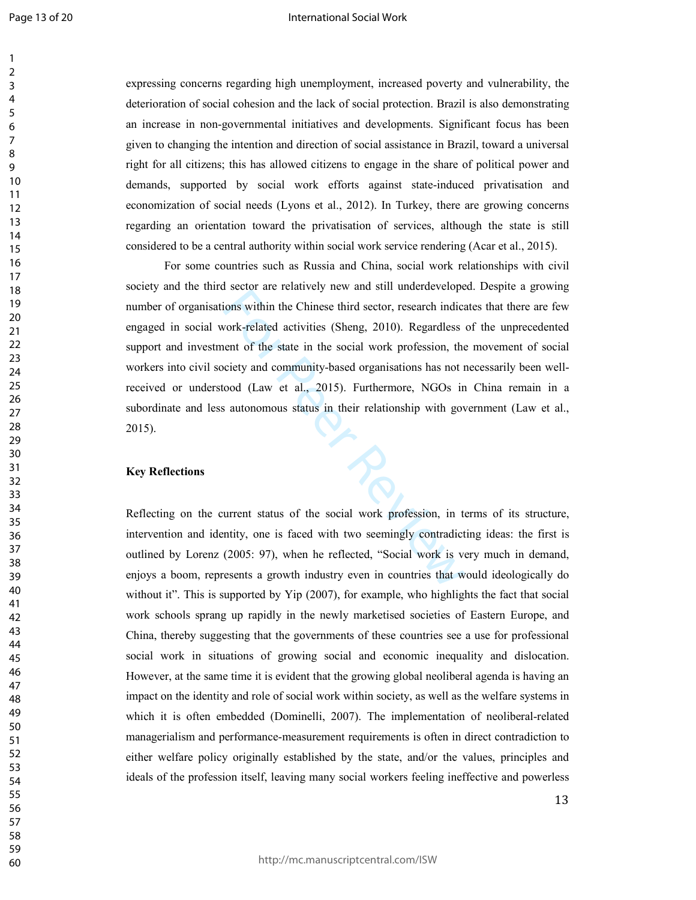expressing concerns regarding high unemployment, increased poverty and vulnerability, the deterioration of social cohesion and the lack of social protection. Brazil is also demonstrating an increase in non-governmental initiatives and developments. Significant focus has been given to changing the intention and direction of social assistance in Brazil, toward a universal right for all citizens; this has allowed citizens to engage in the share of political power and demands, supported by social work efforts against state-induced privatisation and economization of social needs (Lyons et al., 2012). In Turkey, there are growing concerns regarding an orientation toward the privatisation of services, although the state is still considered to be a central authority within social work service rendering (Acar et al., 2015).

For some countries such as Russia and China, social work relationships with civil society and the third sector are relatively new and still underdeveloped. Despite a growing number of organisations within the Chinese third sector, research indicates that there are few engaged in social work-related activities (Sheng, 2010). Regardless of the unprecedented support and investment of the state in the social work profession, the movement of social workers into civil society and community-based organisations has not necessarily been well-received or understood (Law et al., 2015). Furthermore, NGOs in China remain in a subordinate and less autonomous status in their relationship with government (Law et al., 2015).

**Key Reflections**

Reflecting on the current status of the social work profession, in terms of its structure, intervention and identity, one is faced with two seemingly contradicting ideas: the first is outlined by Lorenz (2005: 97), when he reflected, "Social work is very much in demand, enjoys a boom, represents a growth industry even in countries that would ideologically do without it". This is supported by Yip (2007), for example, who highlights the fact that social work schools sprang up rapidly in the newly marketised societies of Eastern Europe, and China, thereby suggesting that the governments of these countries see a use for professional social work in situations of growing social and economic inequality and dislocation. However, at the same time it is evident that the growing global neoliberal agenda is having an impact on the identity and role of social work within society, as well as the welfare systems in which it is often embedded (Dominelli, 2007). The implementation of neoliberal-related managerialism and performance-measurement requirements is often in direct contradiction to either welfare policy originally established by the state, and/or the values, principles and ideals of the profession itself, leaving many social workers feeling ineffective and powerless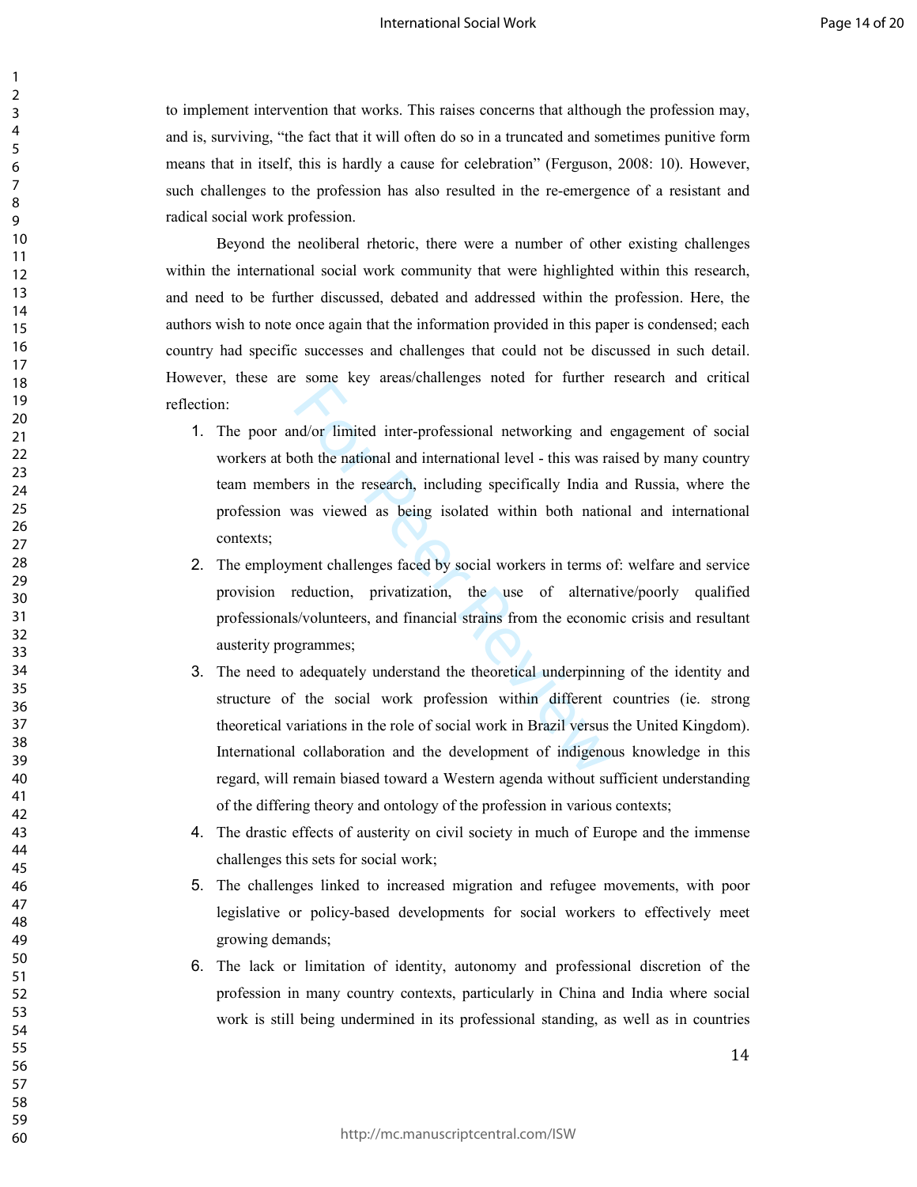to implement intervention that works. This raises concerns that although the profession may, and is, surviving, "the fact that it will often do so in a truncated and sometimes punitive form means that in itself, this is hardly a cause for celebration" (Ferguson, 2008: 10). However, such challenges to the profession has also resulted in the re-emergence of a resistant and radical social work profession.

Beyond the neoliberal rhetoric, there were a number of other existing challenges within the international social work community that were highlighted within this research, and need to be further discussed, debated and addressed within the profession. Here, the authors wish to note once again that the information provided in this paper is condensed; each country had specific successes and challenges that could not be discussed in such detail. However, these are some key areas/challenges noted for further research and critical reflection:

1. The poor and/or limited inter-professional networking and engagement of social workers at both the national and international level - this was raised by many country team members in the research, including specifically India and Russia, where the profession was viewed as being isolated within both national and international contexts;
2. The employment challenges faced by social workers in terms of: welfare and service provision reduction, privatization, the use of alternative/poorly qualified professionals/volunteers, and financial strains from the economic crisis and resultant austerity programmes;
3. The need to adequately understand the theoretical underpinning of the identity and structure of the social work profession within different countries (ie. strong theoretical variations in the role of social work in Brazil versus the United Kingdom). International collaboration and the development of indigenous knowledge in this regard, will remain biased toward a Western agenda without sufficient understanding of the differing theory and ontology of the profession in various contexts;
4. The drastic effects of austerity on civil society in much of Europe and the immense challenges this sets for social work;
5. The challenges linked to increased migration and refugee movements, with poor legislative or policy-based developments for social workers to effectively meet growing demands;
6. The lack or limitation of identity, autonomy and professional discretion of the profession in many country contexts, particularly in China and India where social work is still being undermined in its professional standing, as well as in countries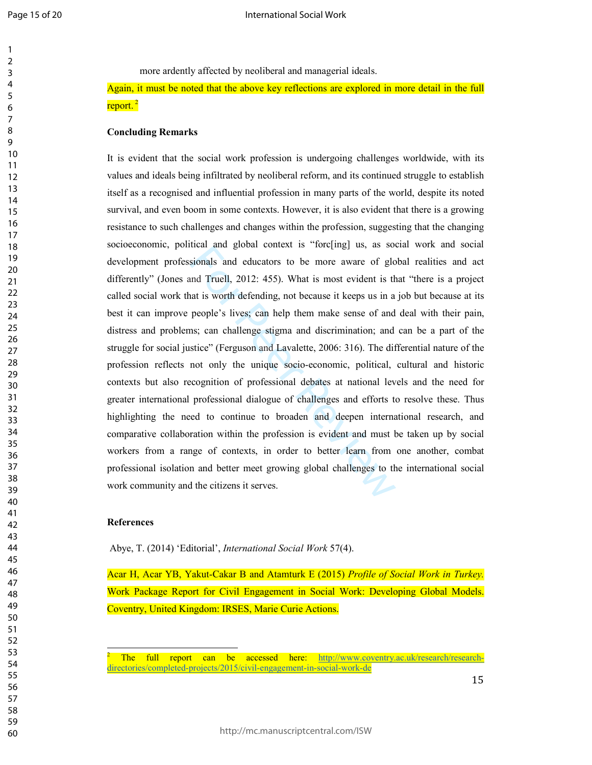more ardently affected by neoliberal and managerial ideals.

Again, it must be noted that the above key reflections are explored in more detail in the full report.[2]

**Concluding Remarks**

It is evident that the social work profession is undergoing challenges worldwide, with its values and ideals being infiltrated by neoliberal reform, and its continued struggle to establish itself as a recognised and influential profession in many parts of the world, despite its noted survival, and even boom in some contexts. However, it is also evident that there is a growing resistance to such challenges and changes within the profession, suggesting that the changing socioeconomic, political and global context is "forc[ing] us, as social work and social development professionals and educators to be more aware of global realities and act differently" (Jones and Truell, 2012: 455). What is most evident is that "there is a project called social work that is worth defending, not because it keeps us in a job but because at its best it can improve people's lives; can help them make sense of and deal with their pain, distress and problems; can challenge stigma and discrimination; and can be a part of the struggle for social justice" (Ferguson and Lavalette, 2006: 316). The differential nature of the profession reflects not only the unique socio-economic, political, cultural and historic contexts but also recognition of professional debates at national levels and the need for greater international professional dialogue of challenges and efforts to resolve these. Thus highlighting the need to continue to broaden and deepen international research, and comparative collaboration within the profession is evident and must be taken up by social workers from a range of contexts, in order to better learn from one another, combat professional isolation and better meet growing global challenges to the international social work community and the citizens it serves.

**References**

Abye, T. (2014) 'Editorial', *International Social Work* 57(4).

Acar H, Acar YB, Yakut-Cakar B and Atamturk E (2015) *Profile of Social Work in Turkey.* Work Package Report for Civil Engagement in Social Work: Developing Global Models. Coventry, United Kingdom: IRSES, Marie Curie Actions.

---

[2] The full report can be accessed here: http://www.coventry.ac.uk/research/research-directories/completed-projects/2015/civil-engagement-in-social-work-de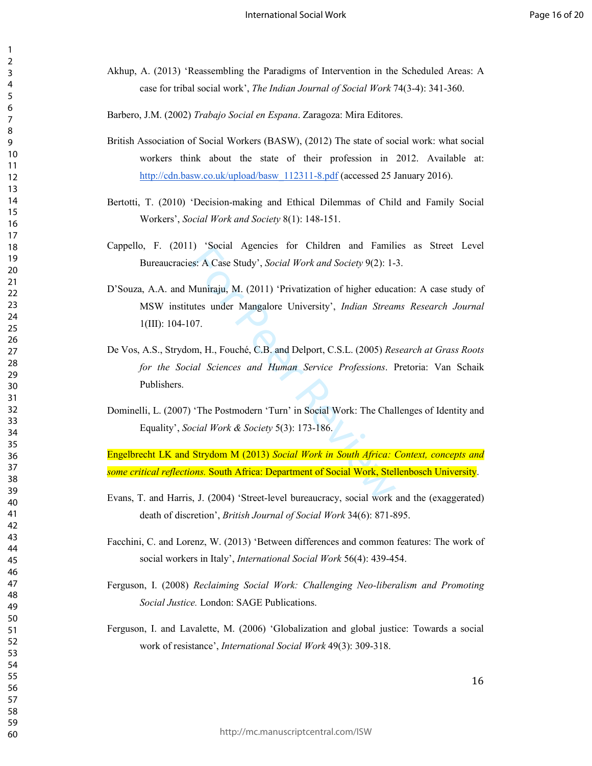Akhup, A. (2013) ‘Reassembling the Paradigms of Intervention in the Scheduled Areas: A case for tribal social work’, *The Indian Journal of Social Work* 74(3-4): 341-360.

Barbero, J.M. (2002) *Trabajo Social en Espana*. Zaragoza: Mira Editores.

British Association of Social Workers (BASW), (2012) The state of social work: what social workers think about the state of their profession in 2012. Available at: http://cdn.basw.co.uk/upload/basw_112311-8.pdf (accessed 25 January 2016).

Bertotti, T. (2010) ‘Decision-making and Ethical Dilemmas of Child and Family Social Workers’, *Social Work and Society* 8(1): 148-151.

Cappello, F. (2011) ‘Social Agencies for Children and Families as Street Level Bureaucracies: A Case Study’, *Social Work and Society* 9(2): 1-3.

D’Souza, A.A. and Muniraju, M. (2011) ‘Privatization of higher education: A case study of MSW institutes under Mangalore University’, *Indian Streams Research Journal* 1(III): 104-107.

De Vos, A.S., Strydom, H., Fouché, C.B. and Delport, C.S.L. (2005) *Research at Grass Roots for the Social Sciences and Human Service Professions*. Pretoria: Van Schaik Publishers.

Dominelli, L. (2007) ‘The Postmodern ‘Turn’ in Social Work: The Challenges of Identity and Equality’, *Social Work & Society* 5(3): 173-186.

Engelbrecht LK and Strydom M (2013) *Social Work in South Africa: Context, concepts and some critical reflections.* South Africa: Department of Social Work, Stellenbosch University.

Evans, T. and Harris, J. (2004) ‘Street-level bureaucracy, social work and the (exaggerated) death of discretion’, *British Journal of Social Work* 34(6): 871-895.

Facchini, C. and Lorenz, W. (2013) ‘Between differences and common features: The work of social workers in Italy’, *International Social Work* 56(4): 439-454.

Ferguson, I. (2008) *Reclaiming Social Work: Challenging Neo-liberalism and Promoting Social Justice.* London: SAGE Publications.

Ferguson, I. and Lavalette, M. (2006) ‘Globalization and global justice: Towards a social work of resistance’, *International Social Work* 49(3): 309-318.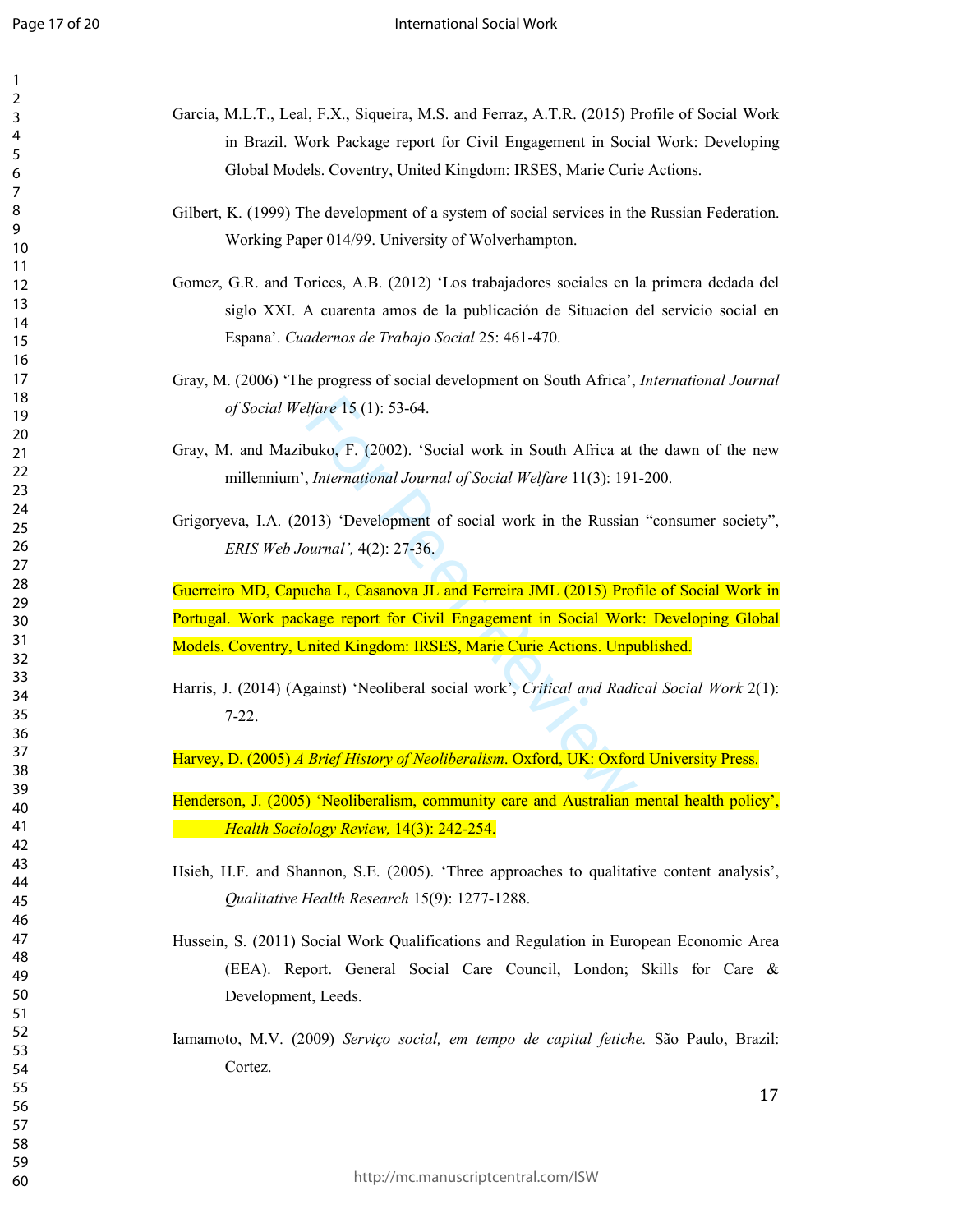Garcia, M.L.T., Leal, F.X., Siqueira, M.S. and Ferraz, A.T.R. (2015) Profile of Social Work in Brazil. Work Package report for Civil Engagement in Social Work: Developing Global Models. Coventry, United Kingdom: IRSES, Marie Curie Actions.

Gilbert, K. (1999) The development of a system of social services in the Russian Federation. Working Paper 014/99. University of Wolverhampton.

Gomez, G.R. and Torices, A.B. (2012) 'Los trabajadores sociales en la primera dedada del siglo XXI. A cuarenta amos de la publicación de Situacion del servicio social en Espana'. *Cuadernos de Trabajo Social* 25: 461-470.

Gray, M. (2006) 'The progress of social development on South Africa', *International Journal of Social Welfare* 15 (1): 53-64.

Gray, M. and Mazibuko, F. (2002). 'Social work in South Africa at the dawn of the new millennium', *International Journal of Social Welfare* 11(3): 191-200.

Grigoryeva, I.A. (2013) 'Development of social work in the Russian "consumer society", *ERIS Web Journal',* 4(2): 27-36.

Guerreiro MD, Capucha L, Casanova JL and Ferreira JML (2015) Profile of Social Work in Portugal. Work package report for Civil Engagement in Social Work: Developing Global Models. Coventry, United Kingdom: IRSES, Marie Curie Actions. Unpublished.

Harris, J. (2014) (Against) 'Neoliberal social work', *Critical and Radical Social Work* 2(1): 7-22.

Harvey, D. (2005) *A Brief History of Neoliberalism*. Oxford, UK: Oxford University Press.

Henderson, J. (2005) 'Neoliberalism, community care and Australian mental health policy', *Health Sociology Review,* 14(3): 242-254.

Hsieh, H.F. and Shannon, S.E. (2005). 'Three approaches to qualitative content analysis', *Qualitative Health Research* 15(9): 1277-1288.

Hussein, S. (2011) Social Work Qualifications and Regulation in European Economic Area (EEA). Report. General Social Care Council, London; Skills for Care & Development, Leeds.

Iamamoto, M.V. (2009) *Serviço social, em tempo de capital fetiche.* São Paulo, Brazil: Cortez.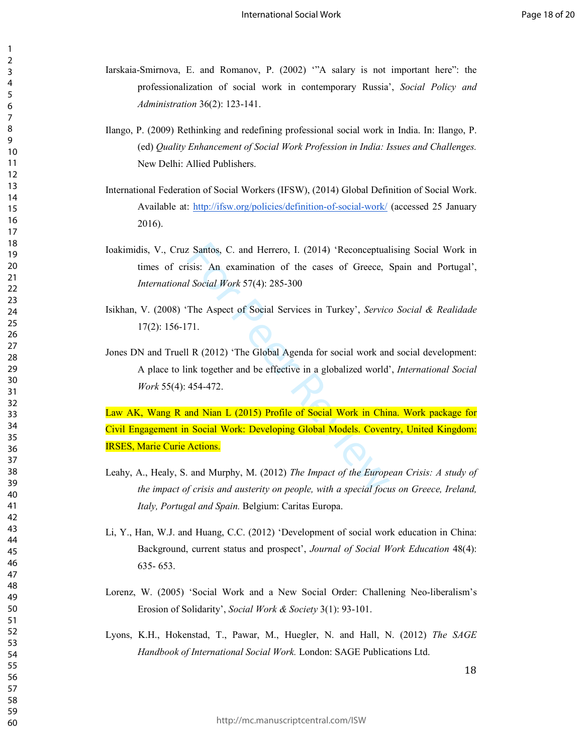Iarskaia-Smirnova, E. and Romanov, P. (2002) '"A salary is not important here": the professionalization of social work in contemporary Russia', *Social Policy and Administration* 36(2): 123-141.

Ilango, P. (2009) Rethinking and redefining professional social work in India. In: Ilango, P. (ed) *Quality Enhancement of Social Work Profession in India: Issues and Challenges.* New Delhi: Allied Publishers.

International Federation of Social Workers (IFSW), (2014) Global Definition of Social Work. Available at: http://ifsw.org/policies/definition-of-social-work/ (accessed 25 January 2016).

Ioakimidis, V., Cruz Santos, C. and Herrero, I. (2014) 'Reconceptualising Social Work in times of crisis: An examination of the cases of Greece, Spain and Portugal', *International Social Work* 57(4): 285-300

Isikhan, V. (2008) 'The Aspect of Social Services in Turkey', *Servico Social & Realidade* 17(2): 156-171.

Jones DN and Truell R (2012) 'The Global Agenda for social work and social development: A place to link together and be effective in a globalized world', *International Social Work* 55(4): 454-472.

Law AK, Wang R and Nian L (2015) Profile of Social Work in China. Work package for Civil Engagement in Social Work: Developing Global Models. Coventry, United Kingdom: IRSES, Marie Curie Actions.

Leahy, A., Healy, S. and Murphy, M. (2012) *The Impact of the European Crisis: A study of the impact of crisis and austerity on people, with a special focus on Greece, Ireland, Italy, Portugal and Spain.* Belgium: Caritas Europa.

Li, Y., Han, W.J. and Huang, C.C. (2012) 'Development of social work education in China: Background, current status and prospect', *Journal of Social Work Education* 48(4): 635- 653.

Lorenz, W. (2005) 'Social Work and a New Social Order: Challening Neo-liberalism's Erosion of Solidarity', *Social Work & Society* 3(1): 93-101.

Lyons, K.H., Hokenstad, T., Pawar, M., Huegler, N. and Hall, N. (2012) *The SAGE Handbook of International Social Work.* London: SAGE Publications Ltd.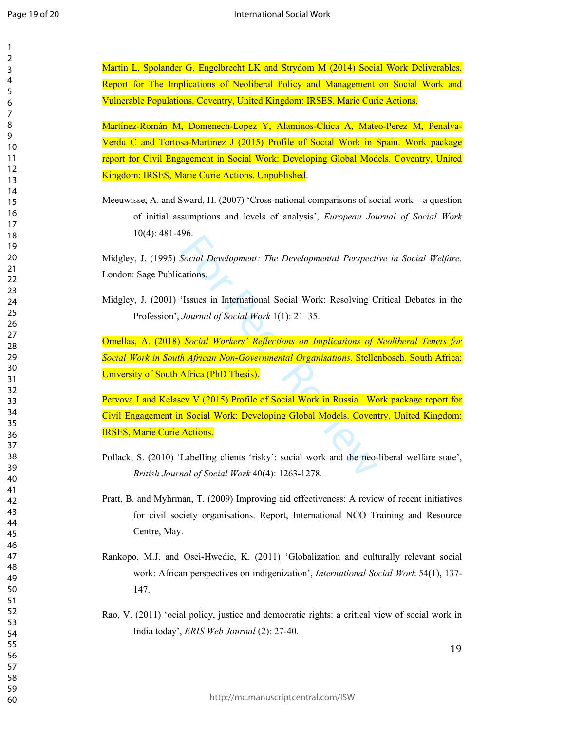Martin L, Spolander G, Engelbrecht LK and Strydom M (2014) Social Work Deliverables. Report for The Implications of Neoliberal Policy and Management on Social Work and Vulnerable Populations. Coventry, United Kingdom: IRSES, Marie Curie Actions.

Martínez-Román M, Domenech-Lopez Y, Alaminos-Chica A, Mateo-Perez M, Penalva-Verdu C and Tortosa-Martinez J (2015) Profile of Social Work in Spain. Work package report for Civil Engagement in Social Work: Developing Global Models. Coventry, United Kingdom: IRSES, Marie Curie Actions. Unpublished.

Meeuwisse, A. and Sward, H. (2007) 'Cross-national comparisons of social work – a question of initial assumptions and levels of analysis', *European Journal of Social Work* 10(4): 481-496.

Midgley, J. (1995) *Social Development: The Developmental Perspective in Social Welfare.* London: Sage Publications.

Midgley, J. (2001) 'Issues in International Social Work: Resolving Critical Debates in the Profession', *Journal of Social Work* 1(1): 21–35.

Ornellas, A. (2018) *Social Workers' Reflections on Implications of Neoliberal Tenets for Social Work in South African Non-Governmental Organisations.* Stellenbosch, South Africa: University of South Africa (PhD Thesis).

Pervova I and Kelasev V (2015) Profile of Social Work in Russia. Work package report for Civil Engagement in Social Work: Developing Global Models. Coventry, United Kingdom: IRSES, Marie Curie Actions.

Pollack, S. (2010) 'Labelling clients 'risky': social work and the neo-liberal welfare state', *British Journal of Social Work* 40(4): 1263-1278.

Pratt, B. and Myhrman, T. (2009) Improving aid effectiveness: A review of recent initiatives for civil society organisations. Report, International NCO Training and Resource Centre, May.

Rankopo, M.J. and Osei-Hwedie, K. (2011) 'Globalization and culturally relevant social work: African perspectives on indigenization', *International Social Work* 54(1), 137-147.

Rao, V. (2011) 'ocial policy, justice and democratic rights: a critical view of social work in India today', *ERIS Web Journal* (2): 27-40.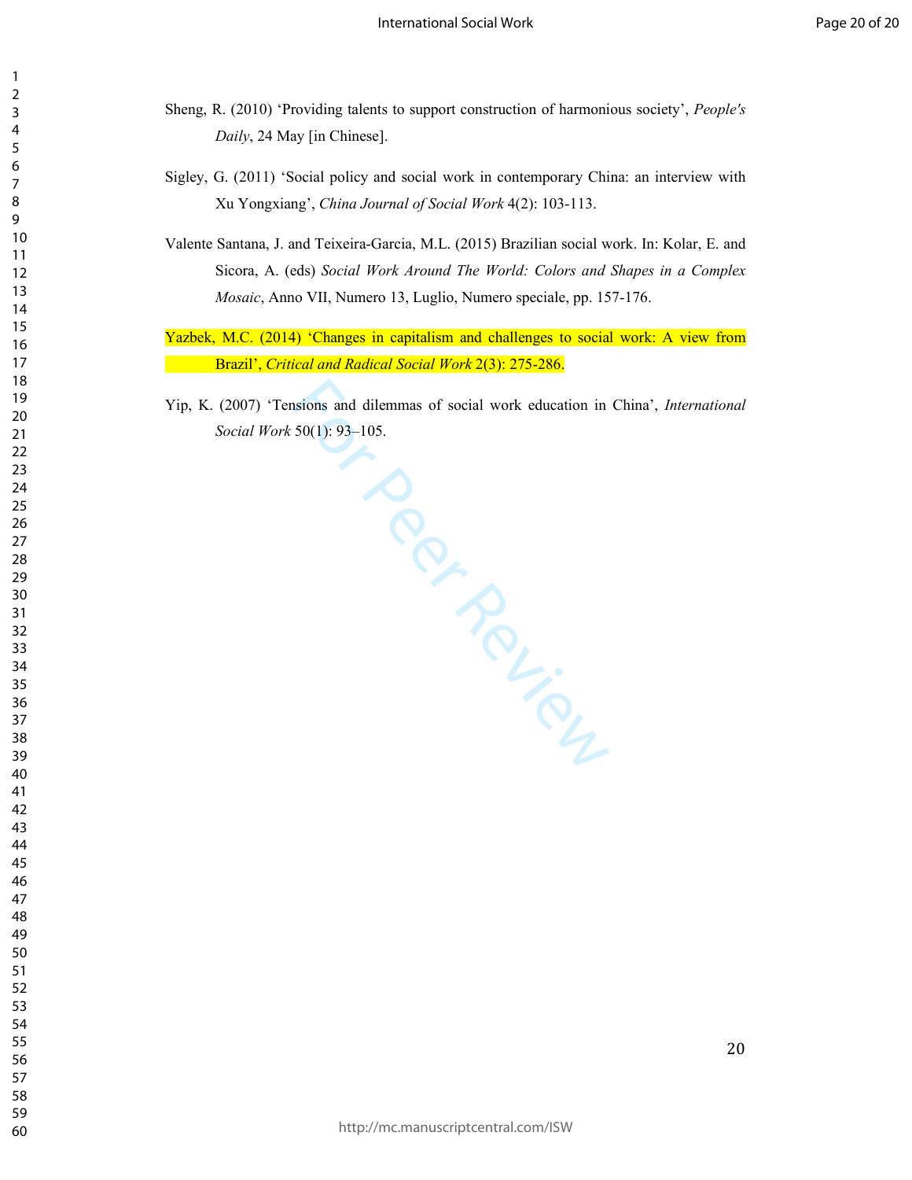Sheng, R. (2010) 'Providing talents to support construction of harmonious society', *People's Daily*, 24 May [in Chinese].

Sigley, G. (2011) 'Social policy and social work in contemporary China: an interview with Xu Yongxiang', *China Journal of Social Work* 4(2): 103-113.

Valente Santana, J. and Teixeira-Garcia, M.L. (2015) Brazilian social work. In: Kolar, E. and Sicora, A. (eds) *Social Work Around The World: Colors and Shapes in a Complex Mosaic*, Anno VII, Numero 13, Luglio, Numero speciale, pp. 157-176.

Yazbek, M.C. (2014) 'Changes in capitalism and challenges to social work: A view from Brazil', *Critical and Radical Social Work* 2(3): 275-286.

Yip, K. (2007) 'Tensions and dilemmas of social work education in China', *International Social Work* 50(1): 93–105.